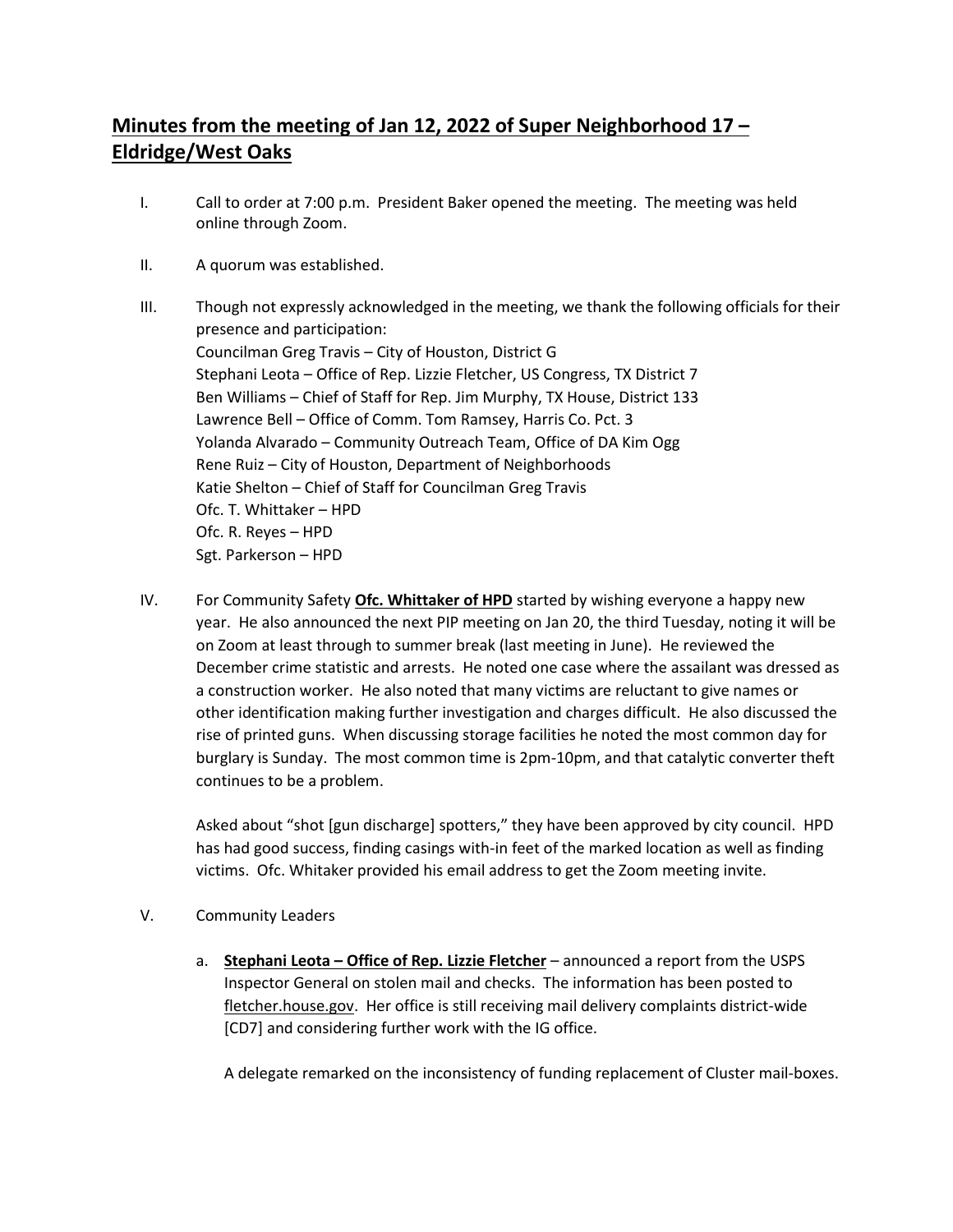# Minutes from the meeting of Jan 12, 2022 of Super Neighborhood 17 – Eldridge/West Oaks

I. Call to order at 7:00 p.m. President Baker opened the meeting. The meeting was held online through Zoom.

II. A quorum was established.

III. Though not expressly acknowledged in the meeting, we thank the following officials for their presence and participation:
Councilman Greg Travis – City of Houston, District G
Stephani Leota – Office of Rep. Lizzie Fletcher, US Congress, TX District 7
Ben Williams – Chief of Staff for Rep. Jim Murphy, TX House, District 133
Lawrence Bell – Office of Comm. Tom Ramsey, Harris Co. Pct. 3
Yolanda Alvarado – Community Outreach Team, Office of DA Kim Ogg
Rene Ruiz – City of Houston, Department of Neighborhoods
Katie Shelton – Chief of Staff for Councilman Greg Travis
Ofc. T. Whittaker – HPD
Ofc. R. Reyes – HPD
Sgt. Parkerson – HPD

IV. For Community Safety **Ofc. Whittaker of HPD** started by wishing everyone a happy new year. He also announced the next PIP meeting on Jan 20, the third Tuesday, noting it will be on Zoom at least through to summer break (last meeting in June). He reviewed the December crime statistic and arrests. He noted one case where the assailant was dressed as a construction worker. He also noted that many victims are reluctant to give names or other identification making further investigation and charges difficult. He also discussed the rise of printed guns. When discussing storage facilities he noted the most common day for burglary is Sunday. The most common time is 2pm-10pm, and that catalytic converter theft continues to be a problem.

Asked about "shot [gun discharge] spotters," they have been approved by city council. HPD has had good success, finding casings with-in feet of the marked location as well as finding victims. Ofc. Whitaker provided his email address to get the Zoom meeting invite.

V. Community Leaders

a. **Stephani Leota – Office of Rep. Lizzie Fletcher** – announced a report from the USPS Inspector General on stolen mail and checks. The information has been posted to fletcher.house.gov. Her office is still receiving mail delivery complaints district-wide [CD7] and considering further work with the IG office.

A delegate remarked on the inconsistency of funding replacement of Cluster mail-boxes.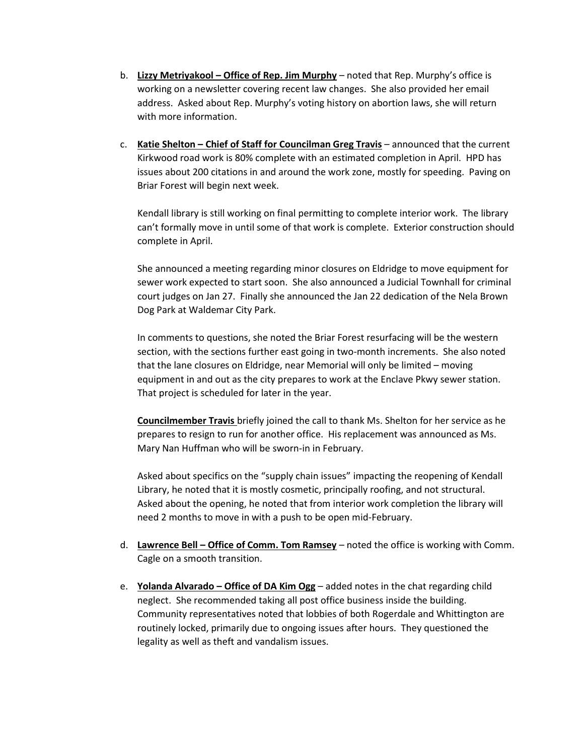b. **Lizzy Metriyakool – Office of Rep. Jim Murphy** – noted that Rep. Murphy's office is working on a newsletter covering recent law changes. She also provided her email address. Asked about Rep. Murphy's voting history on abortion laws, she will return with more information.

c. **Katie Shelton – Chief of Staff for Councilman Greg Travis** – announced that the current Kirkwood road work is 80% complete with an estimated completion in April. HPD has issues about 200 citations in and around the work zone, mostly for speeding. Paving on Briar Forest will begin next week.

   Kendall library is still working on final permitting to complete interior work. The library can't formally move in until some of that work is complete. Exterior construction should complete in April.

   She announced a meeting regarding minor closures on Eldridge to move equipment for sewer work expected to start soon. She also announced a Judicial Townhall for criminal court judges on Jan 27. Finally she announced the Jan 22 dedication of the Nela Brown Dog Park at Waldemar City Park.

   In comments to questions, she noted the Briar Forest resurfacing will be the western section, with the sections further east going in two-month increments. She also noted that the lane closures on Eldridge, near Memorial will only be limited – moving equipment in and out as the city prepares to work at the Enclave Pkwy sewer station. That project is scheduled for later in the year.

   **Councilmember Travis** briefly joined the call to thank Ms. Shelton for her service as he prepares to resign to run for another office. His replacement was announced as Ms. Mary Nan Huffman who will be sworn-in in February.

   Asked about specifics on the "supply chain issues" impacting the reopening of Kendall Library, he noted that it is mostly cosmetic, principally roofing, and not structural. Asked about the opening, he noted that from interior work completion the library will need 2 months to move in with a push to be open mid-February.

d. **Lawrence Bell – Office of Comm. Tom Ramsey** – noted the office is working with Comm. Cagle on a smooth transition.

e. **Yolanda Alvarado – Office of DA Kim Ogg** – added notes in the chat regarding child neglect. She recommended taking all post office business inside the building. Community representatives noted that lobbies of both Rogerdale and Whittington are routinely locked, primarily due to ongoing issues after hours. They questioned the legality as well as theft and vandalism issues.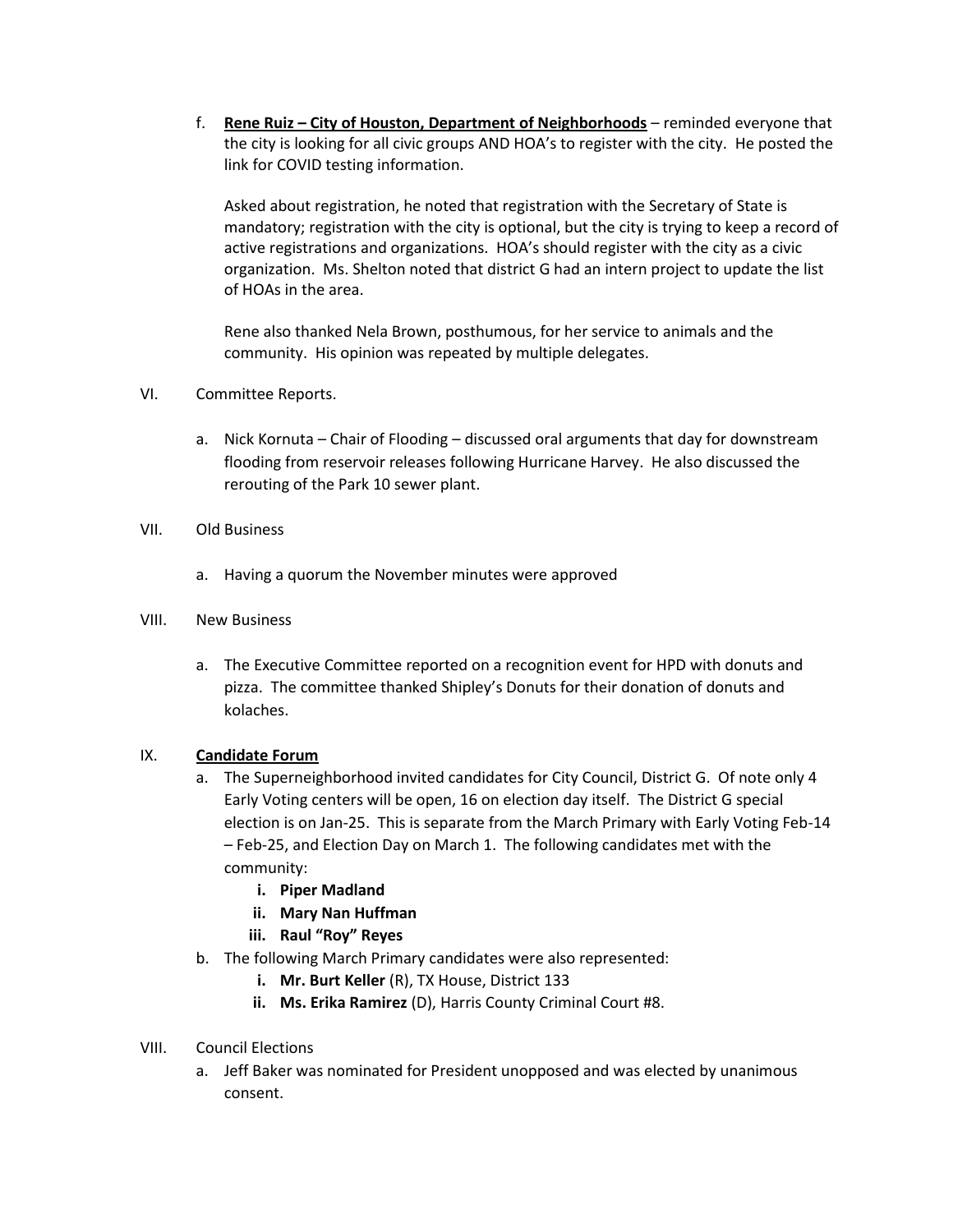f. **Rene Ruiz – City of Houston, Department of Neighborhoods** – reminded everyone that the city is looking for all civic groups AND HOA's to register with the city. He posted the link for COVID testing information.

   Asked about registration, he noted that registration with the Secretary of State is mandatory; registration with the city is optional, but the city is trying to keep a record of active registrations and organizations. HOA's should register with the city as a civic organization. Ms. Shelton noted that district G had an intern project to update the list of HOAs in the area.

   Rene also thanked Nela Brown, posthumous, for her service to animals and the community. His opinion was repeated by multiple delegates.

VI. Committee Reports.

   a. Nick Kornuta – Chair of Flooding – discussed oral arguments that day for downstream flooding from reservoir releases following Hurricane Harvey. He also discussed the rerouting of the Park 10 sewer plant.

VII. Old Business

   a. Having a quorum the November minutes were approved

VIII. New Business

   a. The Executive Committee reported on a recognition event for HPD with donuts and pizza. The committee thanked Shipley's Donuts for their donation of donuts and kolaches.

IX. **Candidate Forum**

   a. The Superneighborhood invited candidates for City Council, District G. Of note only 4 Early Voting centers will be open, 16 on election day itself. The District G special election is on Jan-25. This is separate from the March Primary with Early Voting Feb-14 – Feb-25, and Election Day on March 1. The following candidates met with the community:
      i. **Piper Madland**
      ii. **Mary Nan Huffman**
      iii. **Raul "Roy" Reyes**
   b. The following March Primary candidates were also represented:
      i. **Mr. Burt Keller** (R), TX House, District 133
      ii. **Ms. Erika Ramirez** (D), Harris County Criminal Court #8.

VIII. Council Elections

   a. Jeff Baker was nominated for President unopposed and was elected by unanimous consent.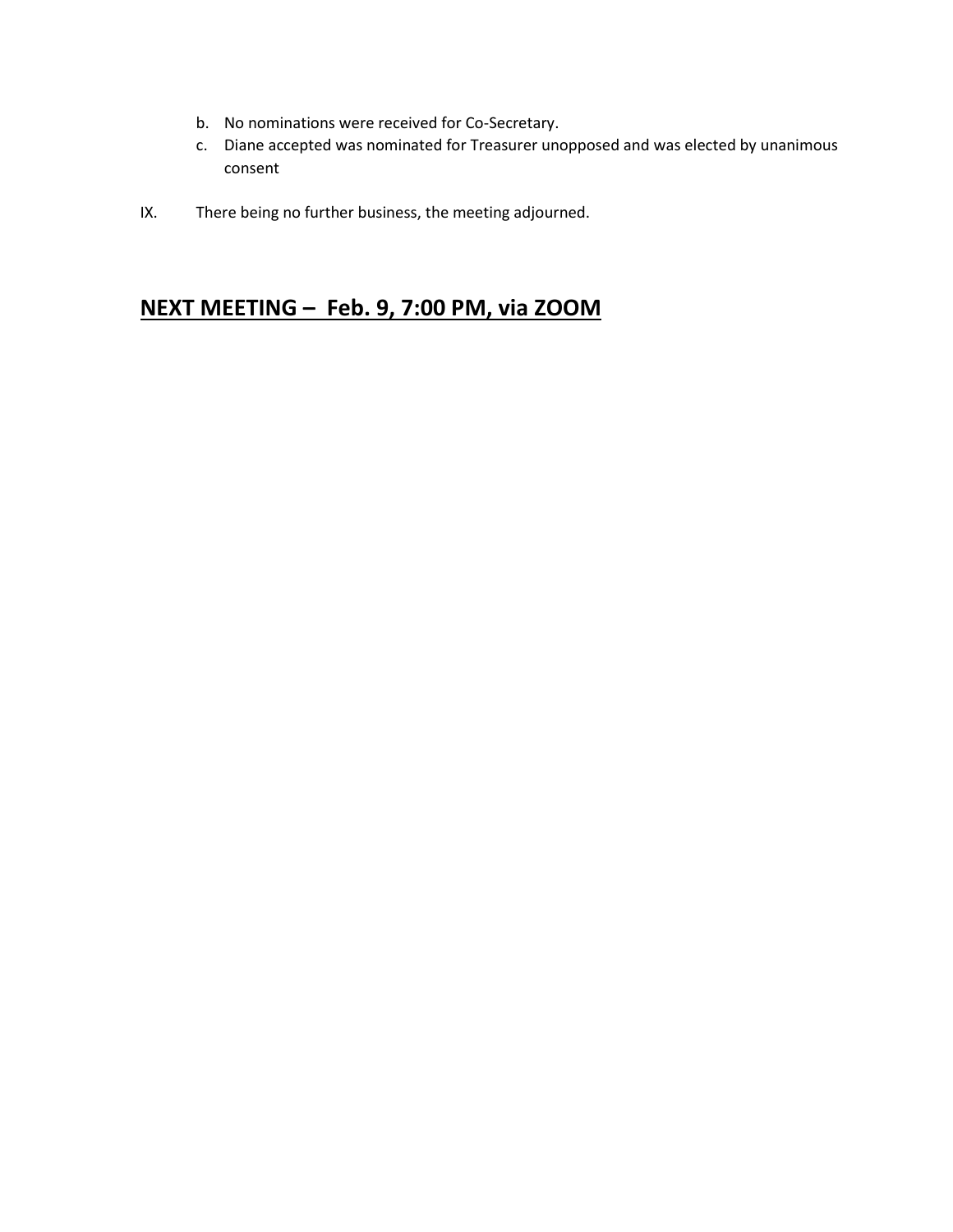b. No nominations were received for Co-Secretary.
c. Diane accepted was nominated for Treasurer unopposed and was elected by unanimous consent

IX. There being no further business, the meeting adjourned.

## **<u>NEXT MEETING – Feb. 9, 7:00 PM, via ZOOM</u>**